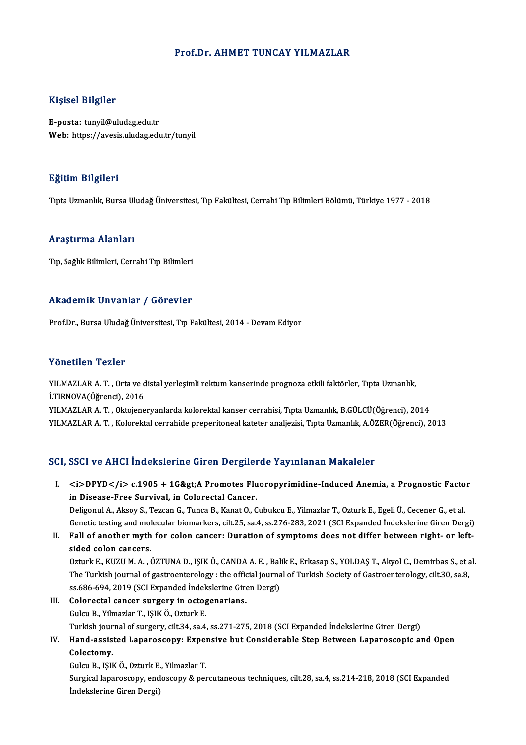# Prof.Dr. AHMET TUNCAY YILMAZLAR

## Kişisel Bilgiler

**E-posta:** tunyil@uludag.edu.tr
**Web:** https://avesis.uludag.edu.tr/tunyil

## Eğitim Bilgileri

Tıpta Uzmanlık, Bursa Uludağ Üniversitesi, Tıp Fakültesi, Cerrahi Tıp Bilimleri Bölümü, Türkiye 1977 - 2018

## Araştırma Alanları

Tıp, Sağlık Bilimleri, Cerrahi Tıp Bilimleri

## Akademik Unvanlar / Görevler

Prof.Dr., Bursa Uludağ Üniversitesi, Tıp Fakültesi, 2014 - Devam Ediyor

## Yönetilen Tezler

YILMAZLAR A. T. , Orta ve distal yerleşimli rektum kanserinde prognoza etkili faktörler, Tıpta Uzmanlık, İ.TIRNOVA(Öğrenci), 2016

YILMAZLAR A. T. , Oktojeneryanlarda kolorektal kanser cerrahisi, Tıpta Uzmanlık, B.GÜLCÜ(Öğrenci), 2014

YILMAZLAR A. T. , Kolorektal cerrahide preperitoneal kateter analjezisi, Tıpta Uzmanlık, A.ÖZER(Öğrenci), 2013

## SCI, SSCI ve AHCI İndekslerine Giren Dergilerde Yayınlanan Makaleler

I. **<i>DPYD</i> c.1905 + 1G&gt;A Promotes Fluoropyrimidine-Induced Anemia, a Prognostic Factor in Disease-Free Survival, in Colorectal Cancer.**
   Deligonul A., Aksoy S., Tezcan G., Tunca B., Kanat O., Cubukcu E., Yilmazlar T., Ozturk E., Egeli Ü., Cecener G., et al.
   Genetic testing and molecular biomarkers, cilt.25, sa.4, ss.276-283, 2021 (SCI Expanded İndekslerine Giren Dergi)

II. **Fall of another myth for colon cancer: Duration of symptoms does not differ between right- or left-sided colon cancers.**
   Ozturk E., KUZU M. A. , ÖZTUNA D., IŞIK Ö., CANDA A. E. , Balik E., Erkasap S., YOLDAŞ T., Akyol C., Demirbas S., et al.
   The Turkish journal of gastroenterology : the official journal of Turkish Society of Gastroenterology, cilt.30, sa.8, ss.686-694, 2019 (SCI Expanded İndekslerine Giren Dergi)

III. **Colorectal cancer surgery in octogenarians.**
   Gulcu B., Yilmazlar T., IŞIK Ö., Ozturk E.
   Turkish journal of surgery, cilt.34, sa.4, ss.271-275, 2018 (SCI Expanded İndekslerine Giren Dergi)

IV. **Hand-assisted Laparoscopy: Expensive but Considerable Step Between Laparoscopic and Open Colectomy.**
   Gulcu B., IŞIK Ö., Ozturk E., Yilmazlar T.
   Surgical laparoscopy, endoscopy & percutaneous techniques, cilt.28, sa.4, ss.214-218, 2018 (SCI Expanded İndekslerine Giren Dergi)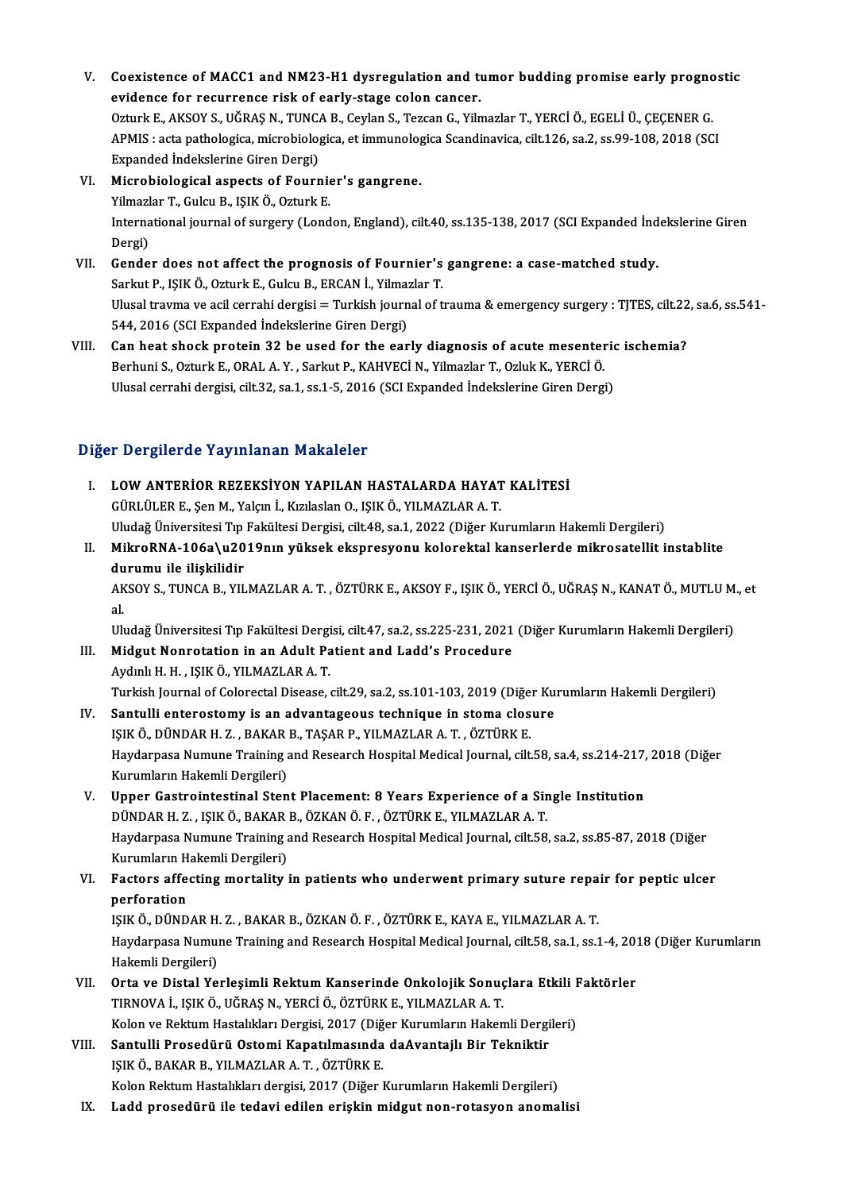V. **Coexistence of MACC1 and NM23-H1 dysregulation and tumor budding promise early prognostic evidence for recurrence risk of early-stage colon cancer.**
Ozturk E., AKSOY S., UĞRAŞ N., TUNCA B., Ceylan S., Tezcan G., Yilmazlar T., YERCİ Ö., EGELİ Ü., ÇEÇENER G.
APMIS : acta pathologica, microbiologica, et immunologica Scandinavica, cilt.126, sa.2, ss.99-108, 2018 (SCI Expanded İndekslerine Giren Dergi)

VI. **Microbiological aspects of Fournier's gangrene.**
Yilmazlar T., Gulcu B., IŞIK Ö., Ozturk E.
International journal of surgery (London, England), cilt.40, ss.135-138, 2017 (SCI Expanded İndekslerine Giren Dergi)

VII. **Gender does not affect the prognosis of Fournier's gangrene: a case-matched study.**
Sarkut P., IŞIK Ö., Ozturk E., Gulcu B., ERCAN İ., Yilmazlar T.
Ulusal travma ve acil cerrahi dergisi = Turkish journal of trauma & emergency surgery : TJTES, cilt.22, sa.6, ss.541-544, 2016 (SCI Expanded İndekslerine Giren Dergi)

VIII. **Can heat shock protein 32 be used for the early diagnosis of acute mesenteric ischemia?**
Berhuni S., Ozturk E., ORAL A. Y. , Sarkut P., KAHVECİ N., Yilmazlar T., Ozluk K., YERCİ Ö.
Ulusal cerrahi dergisi, cilt.32, sa.1, ss.1-5, 2016 (SCI Expanded İndekslerine Giren Dergi)

## Diğer Dergilerde Yayınlanan Makaleler

I. **LOW ANTERİOR REZEKSİYON YAPILAN HASTALARDA HAYAT KALİTESİ**
GÜRLÜLER E., Şen M., Yalçın İ., Kızılaslan O., IŞIK Ö., YILMAZLAR A. T.
Uludağ Üniversitesi Tıp Fakültesi Dergisi, cilt.48, sa.1, 2022 (Diğer Kurumların Hakemli Dergileri)

II. **MikroRNA-106a\u2019nın yüksek ekspresyonu kolorektal kanserlerde mikrosatellit instablite durumu ile ilişkilidir**
AKSOY S., TUNCA B., YILMAZLAR A. T. , ÖZTÜRK E., AKSOY F., IŞIK Ö., YERCİ Ö., UĞRAŞ N., KANAT Ö., MUTLU M., et al.
Uludağ Üniversitesi Tıp Fakültesi Dergisi, cilt.47, sa.2, ss.225-231, 2021 (Diğer Kurumların Hakemli Dergileri)

III. **Midgut Nonrotation in an Adult Patient and Ladd's Procedure**
Aydınlı H. H. , IŞIK Ö., YILMAZLAR A. T.
Turkish Journal of Colorectal Disease, cilt.29, sa.2, ss.101-103, 2019 (Diğer Kurumların Hakemli Dergileri)

IV. **Santulli enterostomy is an advantageous technique in stoma closure**
IŞIK Ö., DÜNDAR H. Z. , BAKAR B., TAŞAR P., YILMAZLAR A. T. , ÖZTÜRK E.
Haydarpasa Numune Training and Research Hospital Medical Journal, cilt.58, sa.4, ss.214-217, 2018 (Diğer Kurumların Hakemli Dergileri)

V. **Upper Gastrointestinal Stent Placement: 8 Years Experience of a Single Institution**
DÜNDAR H. Z. , IŞIK Ö., BAKAR B., ÖZKAN Ö. F. , ÖZTÜRK E., YILMAZLAR A. T.
Haydarpasa Numune Training and Research Hospital Medical Journal, cilt.58, sa.2, ss.85-87, 2018 (Diğer Kurumların Hakemli Dergileri)

VI. **Factors affecting mortality in patients who underwent primary suture repair for peptic ulcer perforation**
IŞIK Ö., DÜNDAR H. Z. , BAKAR B., ÖZKAN Ö. F. , ÖZTÜRK E., KAYA E., YILMAZLAR A. T.
Haydarpasa Numune Training and Research Hospital Medical Journal, cilt.58, sa.1, ss.1-4, 2018 (Diğer Kurumların Hakemli Dergileri)

VII. **Orta ve Distal Yerleşimli Rektum Kanserinde Onkolojik Sonuçlara Etkili Faktörler**
TIRNOVA İ., IŞIK Ö., UĞRAŞ N., YERCİ Ö., ÖZTÜRK E., YILMAZLAR A. T.
Kolon ve Rektum Hastalıkları Dergisi, 2017 (Diğer Kurumların Hakemli Dergileri)

VIII. **Santulli Prosedürü Ostomi Kapatılmasında daAvantajlı Bir Tekniktir**
IŞIK Ö., BAKAR B., YILMAZLAR A. T. , ÖZTÜRK E.
Kolon Rektum Hastalıkları dergisi, 2017 (Diğer Kurumların Hakemli Dergileri)

IX. **Ladd prosedürü ile tedavi edilen erişkin midgut non-rotasyon anomalisi**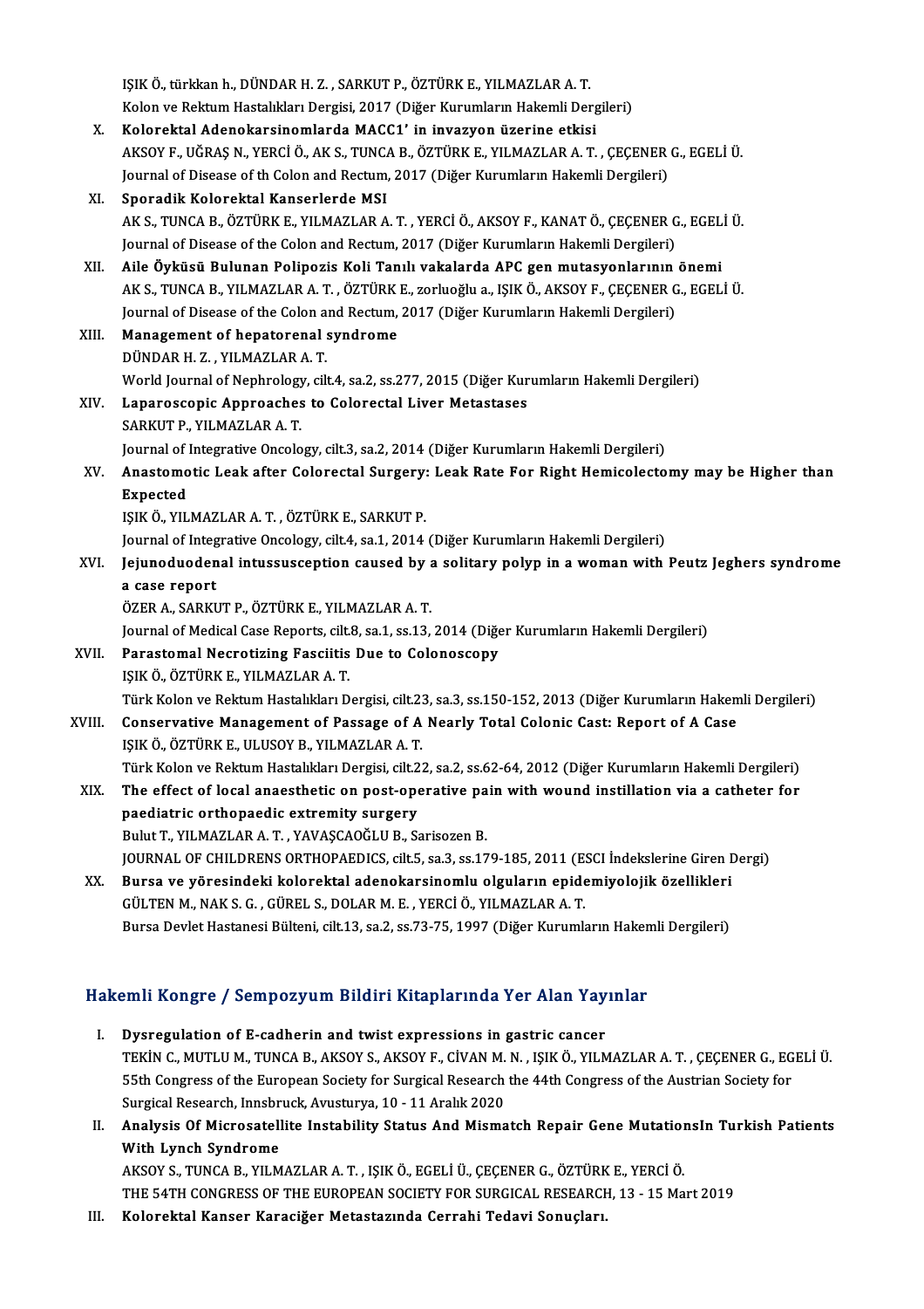IŞIK Ö., türkkan h., DÜNDAR H. Z. , SARKUT P., ÖZTÜRK E., YILMAZLAR A. T.
Kolon ve Rektum Hastalıkları Dergisi, 2017 (Diğer Kurumların Hakemli Dergileri)

X. **Kolorektal Adenokarsinomlarda MACC1' in invazyon üzerine etkisi**
AKSOY F., UĞRAŞ N., YERCİ Ö., AK S., TUNCA B., ÖZTÜRK E., YILMAZLAR A. T. , ÇEÇENER G., EGELİ Ü.
Journal of Disease of th Colon and Rectum, 2017 (Diğer Kurumların Hakemli Dergileri)

XI. **Sporadik Kolorektal Kanserlerde MSI**
AK S., TUNCA B., ÖZTÜRK E., YILMAZLAR A. T. , YERCİ Ö., AKSOY F., KANAT Ö., ÇEÇENER G., EGELİ Ü.
Journal of Disease of the Colon and Rectum, 2017 (Diğer Kurumların Hakemli Dergileri)

XII. **Aile Öyküsü Bulunan Polipozis Koli Tanılı vakalarda APC gen mutasyonlarının önemi**
AK S., TUNCA B., YILMAZLAR A. T. , ÖZTÜRK E., zorluoğlu a., IŞIK Ö., AKSOY F., ÇEÇENER G., EGELİ Ü.
Journal of Disease of the Colon and Rectum, 2017 (Diğer Kurumların Hakemli Dergileri)

XIII. **Management of hepatorenal syndrome**
DÜNDAR H. Z. , YILMAZLAR A. T.
World Journal of Nephrology, cilt.4, sa.2, ss.277, 2015 (Diğer Kurumların Hakemli Dergileri)

XIV. **Laparoscopic Approaches to Colorectal Liver Metastases**
SARKUT P., YILMAZLAR A. T.
Journal of Integrative Oncology, cilt.3, sa.2, 2014 (Diğer Kurumların Hakemli Dergileri)

XV. **Anastomotic Leak after Colorectal Surgery: Leak Rate For Right Hemicolectomy may be Higher than Expected**
IŞIK Ö., YILMAZLAR A. T. , ÖZTÜRK E., SARKUT P.
Journal of Integrative Oncology, cilt.4, sa.1, 2014 (Diğer Kurumların Hakemli Dergileri)

XVI. **Jejunoduodenal intussusception caused by a solitary polyp in a woman with Peutz Jeghers syndrome a case report**
ÖZER A., SARKUT P., ÖZTÜRK E., YILMAZLAR A. T.
Journal of Medical Case Reports, cilt.8, sa.1, ss.13, 2014 (Diğer Kurumların Hakemli Dergileri)

XVII. **Parastomal Necrotizing Fasciitis Due to Colonoscopy**
IŞIK Ö., ÖZTÜRK E., YILMAZLAR A. T.
Türk Kolon ve Rektum Hastalıkları Dergisi, cilt.23, sa.3, ss.150-152, 2013 (Diğer Kurumların Hakemli Dergileri)

XVIII. **Conservative Management of Passage of A Nearly Total Colonic Cast: Report of A Case**
IŞIK Ö., ÖZTÜRK E., ULUSOY B., YILMAZLAR A. T.
Türk Kolon ve Rektum Hastalıkları Dergisi, cilt.22, sa.2, ss.62-64, 2012 (Diğer Kurumların Hakemli Dergileri)

XIX. **The effect of local anaesthetic on post-operative pain with wound instillation via a catheter for paediatric orthopaedic extremity surgery**
Bulut T., YILMAZLAR A. T. , YAVAŞCAOĞLU B., Sarisozen B.
JOURNAL OF CHILDRENS ORTHOPAEDICS, cilt.5, sa.3, ss.179-185, 2011 (ESCI İndekslerine Giren Dergi)

XX. **Bursa ve yöresindeki kolorektal adenokarsinomlu olguların epidemiyolojik özellikleri**
GÜLTEN M., NAK S. G. , GÜREL S., DOLAR M. E. , YERCİ Ö., YILMAZLAR A. T.
Bursa Devlet Hastanesi Bülteni, cilt.13, sa.2, ss.73-75, 1997 (Diğer Kurumların Hakemli Dergileri)

## Hakemli Kongre / Sempozyum Bildiri Kitaplarında Yer Alan Yayınlar

I. **Dysregulation of E-cadherin and twist expressions in gastric cancer**
TEKİN C., MUTLU M., TUNCA B., AKSOY S., AKSOY F., CİVAN M. N. , IŞIK Ö., YILMAZLAR A. T. , ÇEÇENER G., EGELİ Ü.
55th Congress of the European Society for Surgical Research the 44th Congress of the Austrian Society for Surgical Research, Innsbruck, Avusturya, 10 - 11 Aralık 2020

II. **Analysis Of Microsatellite Instability Status And Mismatch Repair Gene MutationsIn Turkish Patients With Lynch Syndrome**
AKSOY S., TUNCA B., YILMAZLAR A. T. , IŞIK Ö., EGELİ Ü., ÇEÇENER G., ÖZTÜRK E., YERCİ Ö.
THE 54TH CONGRESS OF THE EUROPEAN SOCIETY FOR SURGICAL RESEARCH, 13 - 15 Mart 2019

III. **Kolorektal Kanser Karaciğer Metastazında Cerrahi Tedavi Sonuçları.**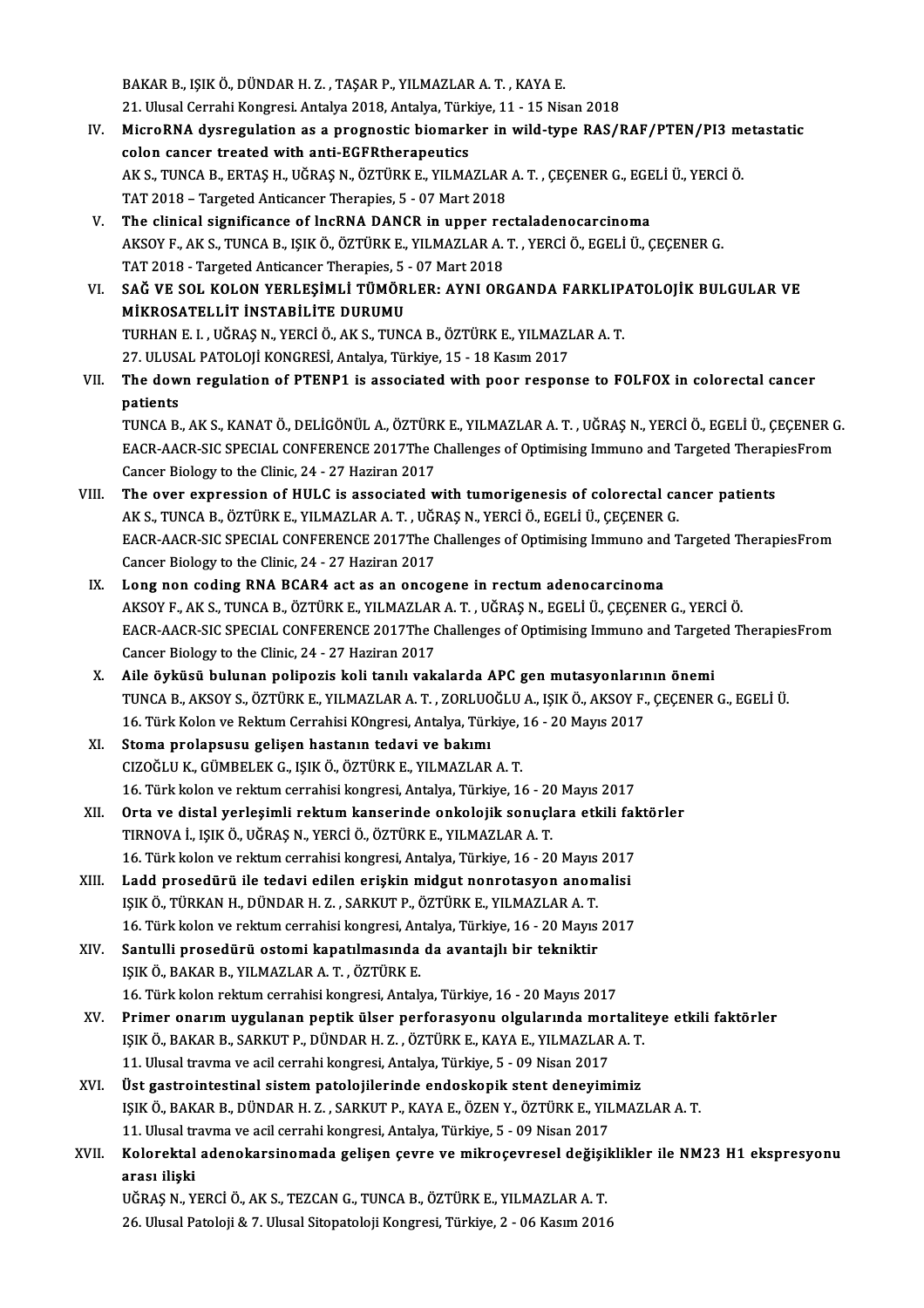BAKAR B., IŞIK Ö., DÜNDAR H. Z. , TAŞAR P., YILMAZLAR A. T. , KAYA E.
21. Ulusal Cerrahi Kongresi. Antalya 2018, Antalya, Türkiye, 11 - 15 Nisan 2018

IV. **MicroRNA dysregulation as a prognostic biomarker in wild-type RAS/RAF/PTEN/PI3 metastatic colon cancer treated with anti-EGFRtherapeutics**
AK S., TUNCA B., ERTAŞ H., UĞRAŞ N., ÖZTÜRK E., YILMAZLAR A. T. , ÇEÇENER G., EGELİ Ü., YERCİ Ö.
TAT 2018 – Targeted Anticancer Therapies, 5 - 07 Mart 2018

V. **The clinical significance of lncRNA DANCR in upper rectaladenocarcinoma**
AKSOY F., AK S., TUNCA B., IŞIK Ö., ÖZTÜRK E., YILMAZLAR A. T. , YERCİ Ö., EGELİ Ü., ÇEÇENER G.
TAT 2018 - Targeted Anticancer Therapies, 5 - 07 Mart 2018

VI. **SAĞ VE SOL KOLON YERLEŞİMLİ TÜMÖRLER: AYNI ORGANDA FARKLIPATOLOJİK BULGULAR VE MİKROSATELLİT İNSTABİLİTE DURUMU**
TURHAN E. I. , UĞRAŞ N., YERCİ Ö., AK S., TUNCA B., ÖZTÜRK E., YILMAZLAR A. T.
27. ULUSAL PATOLOJİ KONGRESİ, Antalya, Türkiye, 15 - 18 Kasım 2017

VII. **The down regulation of PTENP1 is associated with poor response to FOLFOX in colorectal cancer patients**
TUNCA B., AK S., KANAT Ö., DELİGÖNÜL A., ÖZTÜRK E., YILMAZLAR A. T. , UĞRAŞ N., YERCİ Ö., EGELİ Ü., ÇEÇENER G.
EACR-AACR-SIC SPECIAL CONFERENCE 2017The Challenges of Optimising Immuno and Targeted TherapiesFrom Cancer Biology to the Clinic, 24 - 27 Haziran 2017

VIII. **The over expression of HULC is associated with tumorigenesis of colorectal cancer patients**
AK S., TUNCA B., ÖZTÜRK E., YILMAZLAR A. T. , UĞRAŞ N., YERCİ Ö., EGELİ Ü., ÇEÇENER G.
EACR-AACR-SIC SPECIAL CONFERENCE 2017The Challenges of Optimising Immuno and Targeted TherapiesFrom Cancer Biology to the Clinic, 24 - 27 Haziran 2017

IX. **Long non coding RNA BCAR4 act as an oncogene in rectum adenocarcinoma**
AKSOY F., AK S., TUNCA B., ÖZTÜRK E., YILMAZLAR A. T. , UĞRAŞ N., EGELİ Ü., ÇEÇENER G., YERCİ Ö.
EACR-AACR-SIC SPECIAL CONFERENCE 2017The Challenges of Optimising Immuno and Targeted TherapiesFrom Cancer Biology to the Clinic, 24 - 27 Haziran 2017

X. **Aile öyküsü bulunan polipozis koli tanılı vakalarda APC gen mutasyonlarının önemi**
TUNCA B., AKSOY S., ÖZTÜRK E., YILMAZLAR A. T. , ZORLUOĞLU A., IŞIK Ö., AKSOY F., ÇEÇENER G., EGELİ Ü.
16. Türk Kolon ve Rektum Cerrahisi KOngresi, Antalya, Türkiye, 16 - 20 Mayıs 2017

XI. **Stoma prolapsusu gelişen hastanın tedavi ve bakımı**
CIZOĞLU K., GÜMBELEK G., IŞIK Ö., ÖZTÜRK E., YILMAZLAR A. T.
16. Türk kolon ve rektum cerrahisi kongresi, Antalya, Türkiye, 16 - 20 Mayıs 2017

XII. **Orta ve distal yerleşimli rektum kanserinde onkolojik sonuçlara etkili faktörler**
TIRNOVA İ., IŞIK Ö., UĞRAŞ N., YERCİ Ö., ÖZTÜRK E., YILMAZLAR A. T.
16. Türk kolon ve rektum cerrahisi kongresi, Antalya, Türkiye, 16 - 20 Mayıs 2017

XIII. **Ladd prosedürü ile tedavi edilen erişkin midgut nonrotasyon anomalisi**
IŞIK Ö., TÜRKAN H., DÜNDAR H. Z. , SARKUT P., ÖZTÜRK E., YILMAZLAR A. T.
16. Türk kolon ve rektum cerrahisi kongresi, Antalya, Türkiye, 16 - 20 Mayıs 2017

XIV. **Santulli prosedürü ostomi kapatılmasında da avantajlı bir tekniktir**
IŞIK Ö., BAKAR B., YILMAZLAR A. T. , ÖZTÜRK E.
16. Türk kolon rektum cerrahisi kongresi, Antalya, Türkiye, 16 - 20 Mayıs 2017

XV. **Primer onarım uygulanan peptik ülser perforasyonu olgularında mortaliteye etkili faktörler**
IŞIK Ö., BAKAR B., SARKUT P., DÜNDAR H. Z. , ÖZTÜRK E., KAYA E., YILMAZLAR A. T.
11. Ulusal travma ve acil cerrahi kongresi, Antalya, Türkiye, 5 - 09 Nisan 2017

XVI. **Üst gastrointestinal sistem patolojilerinde endoskopik stent deneyimimiz**
IŞIK Ö., BAKAR B., DÜNDAR H. Z. , SARKUT P., KAYA E., ÖZEN Y., ÖZTÜRK E., YILMAZLAR A. T.
11. Ulusal travma ve acil cerrahi kongresi, Antalya, Türkiye, 5 - 09 Nisan 2017

XVII. **Kolorektal adenokarsinomada gelişen çevre ve mikroçevresel değişiklikler ile NM23 H1 ekspresyonu arası ilişki**
UĞRAŞ N., YERCİ Ö., AK S., TEZCAN G., TUNCA B., ÖZTÜRK E., YILMAZLAR A. T.
26. Ulusal Patoloji & 7. Ulusal Sitopatoloji Kongresi, Türkiye, 2 - 06 Kasım 2016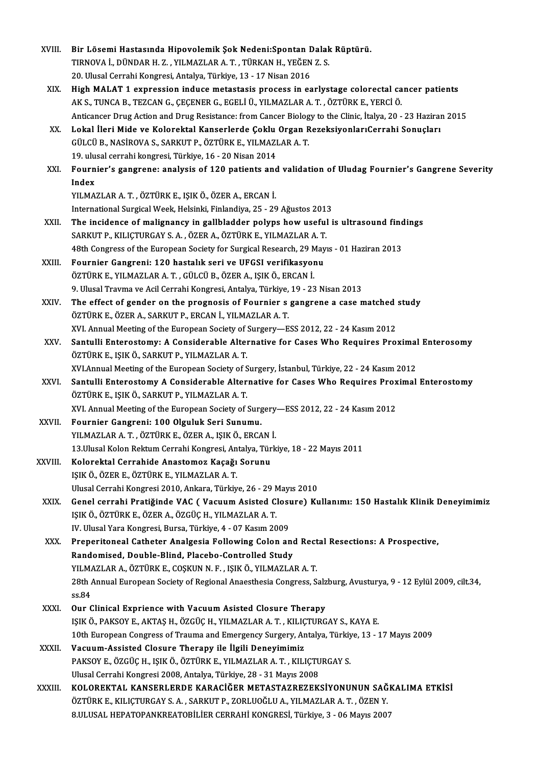XVIII. **Bir Lösemi Hastasında Hipovolemik Şok Nedeni:Spontan Dalak Rüptürü.**
TIRNOVA İ., DÜNDAR H. Z. , YILMAZLAR A. T. , TÜRKAN H., YEĞEN Z. S.
20. Ulusal Cerrahi Kongresi, Antalya, Türkiye, 13 - 17 Nisan 2016

XIX. **High MALAT 1 expression induce metastasis process in earlystage colorectal cancer patients**
AK S., TUNCA B., TEZCAN G., ÇEÇENER G., EGELİ Ü., YILMAZLAR A. T. , ÖZTÜRK E., YERCİ Ö.
Anticancer Drug Action and Drug Resistance: from Cancer Biology to the Clinic, İtalya, 20 - 23 Haziran 2015

XX. **Lokal İleri Mide ve Kolorektal Kanserlerde Çoklu Organ RezeksiyonlarıCerrahi Sonuçları**
GÜLCÜ B., NASİROVA S., SARKUT P., ÖZTÜRK E., YILMAZLAR A. T.
19. ulusal cerrahi kongresi, Türkiye, 16 - 20 Nisan 2014

XXI. **Fournier's gangrene: analysis of 120 patients and validation of Uludag Fournier's Gangrene Severity Index**
YILMAZLAR A. T. , ÖZTÜRK E., IŞIK Ö., ÖZER A., ERCAN İ.
International Surgical Week, Helsinki, Finlandiya, 25 - 29 Ağustos 2013

XXII. **The incidence of malignancy in gallbladder polyps how useful is ultrasound findings**
SARKUT P., KILIÇTURGAY S. A. , ÖZER A., ÖZTÜRK E., YILMAZLAR A. T.
48th Congress of the European Society for Surgical Research, 29 Mayıs - 01 Haziran 2013

XXIII. **Fournier Gangreni: 120 hastalık seri ve UFGSI verifikasyonu**
ÖZTÜRK E., YILMAZLAR A. T. , GÜLCÜ B., ÖZER A., IŞIK Ö., ERCAN İ.
9. Ulusal Travma ve Acil Cerrahi Kongresi, Antalya, Türkiye, 19 - 23 Nisan 2013

XXIV. **The effect of gender on the prognosis of Fournier s gangrene a case matched study**
ÖZTÜRK E., ÖZER A., SARKUT P., ERCAN İ., YILMAZLAR A. T.
XVI. Annual Meeting of the European Society of Surgery—ESS 2012, 22 - 24 Kasım 2012

XXV. **Santulli Enterostomy: A Considerable Alternative for Cases Who Requires Proximal Enterosomy**
ÖZTÜRK E., IŞIK Ö., SARKUT P., YILMAZLAR A. T.
XVI.Annual Meeting of the European Society of Surgery, İstanbul, Türkiye, 22 - 24 Kasım 2012

XXVI. **Santulli Enterostomy A Considerable Alternative for Cases Who Requires Proximal Enterostomy**
ÖZTÜRK E., IŞIK Ö., SARKUT P., YILMAZLAR A. T.
XVI. Annual Meeting of the European Society of Surgery—ESS 2012, 22 - 24 Kasım 2012

XXVII. **Fournier Gangreni: 100 Olguluk Seri Sunumu.**
YILMAZLAR A. T. , ÖZTÜRK E., ÖZER A., IŞIK Ö., ERCAN İ.
13.Ulusal Kolon Rektum Cerrahi Kongresi, Antalya, Türkiye, 18 - 22 Mayıs 2011

XXVIII. **Kolorektal Cerrahide Anastomoz Kaçağı Sorunu**
IŞIK Ö., ÖZER E., ÖZTÜRK E., YILMAZLAR A. T.
Ulusal Cerrahi Kongresi 2010, Ankara, Türkiye, 26 - 29 Mayıs 2010

XXIX. **Genel cerrahi Pratiğinde VAC ( Vacuum Asisted Closure) Kullanımı: 150 Hastalık Klinik Deneyimimiz**
IŞIK Ö., ÖZTÜRK E., ÖZER A., ÖZGÜÇ H., YILMAZLAR A. T.
IV. Ulusal Yara Kongresi, Bursa, Türkiye, 4 - 07 Kasım 2009

XXX. **Preperitoneal Catheter Analgesia Following Colon and Rectal Resections: A Prospective, Randomised, Double-Blind, Placebo-Controlled Study**
YILMAZLAR A., ÖZTÜRK E., COŞKUN N. F. , IŞIK Ö., YILMAZLAR A. T.
28th Annual European Society of Regional Anaesthesia Congress, Salzburg, Avusturya, 9 - 12 Eylül 2009, cilt.34, ss.84

XXXI. **Our Clinical Exprience with Vacuum Asisted Closure Therapy**
IŞIK Ö., PAKSOY E., AKTAŞ H., ÖZGÜÇ H., YILMAZLAR A. T. , KILIÇTURGAY S., KAYA E.
10th European Congress of Trauma and Emergency Surgery, Antalya, Türkiye, 13 - 17 Mayıs 2009

XXXII. **Vacuum-Assisted Closure Therapy ile İlgili Deneyimimiz**
PAKSOY E., ÖZGÜÇ H., IŞIK Ö., ÖZTÜRK E., YILMAZLAR A. T. , KILIÇTURGAY S.
Ulusal Cerrahi Kongresi 2008, Antalya, Türkiye, 28 - 31 Mayıs 2008

XXXIII. **KOLOREKTAL KANSERLERDE KARACİĞER METASTAZREZEKSİYONUNUN SAĞKALIMA ETKİSİ**
ÖZTÜRK E., KILIÇTURGAY S. A. , SARKUT P., ZORLUOĞLU A., YILMAZLAR A. T. , ÖZEN Y.
8.ULUSAL HEPATOPANKREATOBİLİER CERRAHİ KONGRESİ, Türkiye, 3 - 06 Mayıs 2007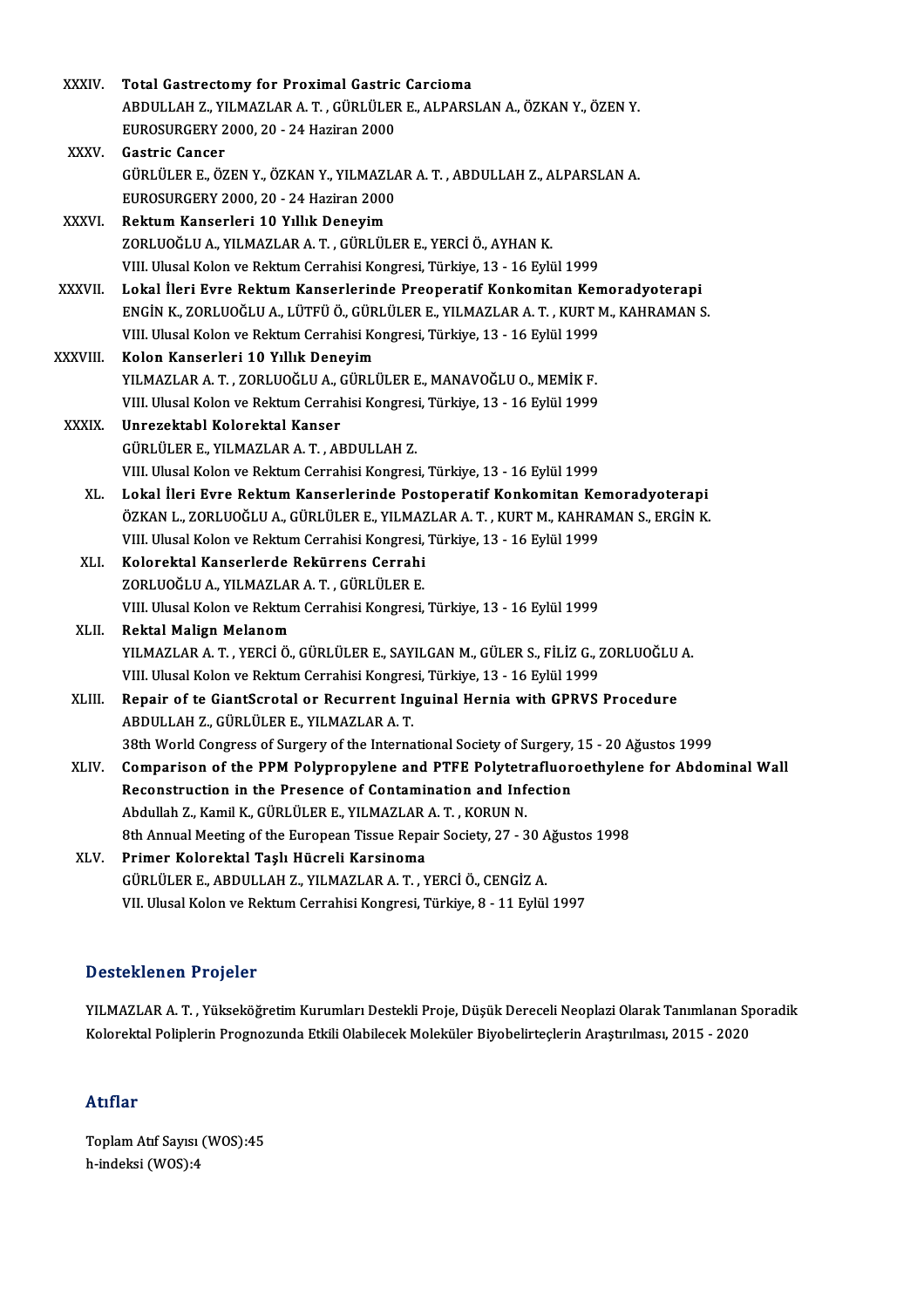XXXIV. **Total Gastrectomy for Proximal Gastric Carcioma**
ABDULLAH Z., YILMAZLAR A. T. , GÜRLÜLER E., ALPARSLAN A., ÖZKAN Y., ÖZEN Y.
EUROSURGERY 2000, 20 - 24 Haziran 2000

XXXV. **Gastric Cancer**
GÜRLÜLER E., ÖZEN Y., ÖZKAN Y., YILMAZLAR A. T. , ABDULLAH Z., ALPARSLAN A.
EUROSURGERY 2000, 20 - 24 Haziran 2000

XXXVI. **Rektum Kanserleri 10 Yıllık Deneyim**
ZORLUOĞLU A., YILMAZLAR A. T. , GÜRLÜLER E., YERCİ Ö., AYHAN K.
VIII. Ulusal Kolon ve Rektum Cerrahisi Kongresi, Türkiye, 13 - 16 Eylül 1999

XXXVII. **Lokal İleri Evre Rektum Kanserlerinde Preoperatif Konkomitan Kemoradyoterapi**
ENGİN K., ZORLUOĞLU A., LÜTFÜ Ö., GÜRLÜLER E., YILMAZLAR A. T. , KURT M., KAHRAMAN S.
VIII. Ulusal Kolon ve Rektum Cerrahisi Kongresi, Türkiye, 13 - 16 Eylül 1999

XXXVIII. **Kolon Kanserleri 10 Yıllık Deneyim**
YILMAZLAR A. T. , ZORLUOĞLU A., GÜRLÜLER E., MANAVOĞLU O., MEMİK F.
VIII. Ulusal Kolon ve Rektum Cerrahisi Kongresi, Türkiye, 13 - 16 Eylül 1999

XXXIX. **Unrezektabl Kolorektal Kanser**
GÜRLÜLER E., YILMAZLAR A. T. , ABDULLAH Z.
VIII. Ulusal Kolon ve Rektum Cerrahisi Kongresi, Türkiye, 13 - 16 Eylül 1999

XL. **Lokal İleri Evre Rektum Kanserlerinde Postoperatif Konkomitan Kemoradyoterapi**
ÖZKAN L., ZORLUOĞLU A., GÜRLÜLER E., YILMAZLAR A. T. , KURT M., KAHRAMAN S., ERGİN K.
VIII. Ulusal Kolon ve Rektum Cerrahisi Kongresi, Türkiye, 13 - 16 Eylül 1999

XLI. **Kolorektal Kanserlerde Rekürrens Cerrahi**
ZORLUOĞLU A., YILMAZLAR A. T. , GÜRLÜLER E.
VIII. Ulusal Kolon ve Rektum Cerrahisi Kongresi, Türkiye, 13 - 16 Eylül 1999

XLII. **Rektal Malign Melanom**
YILMAZLAR A. T. , YERCİ Ö., GÜRLÜLER E., SAYILGAN M., GÜLER S., FİLİZ G., ZORLUOĞLU A.
VIII. Ulusal Kolon ve Rektum Cerrahisi Kongresi, Türkiye, 13 - 16 Eylül 1999

XLIII. **Repair of te GiantScrotal or Recurrent Inguinal Hernia with GPRVS Procedure**
ABDULLAH Z., GÜRLÜLER E., YILMAZLAR A. T.
38th World Congress of Surgery of the International Society of Surgery, 15 - 20 Ağustos 1999

XLIV. **Comparison of the PPM Polypropylene and PTFE Polytetrafluoroethylene for Abdominal Wall Reconstruction in the Presence of Contamination and Infection**
Abdullah Z., Kamil K., GÜRLÜLER E., YILMAZLAR A. T. , KORUN N.
8th Annual Meeting of the European Tissue Repair Society, 27 - 30 Ağustos 1998

XLV. **Primer Kolorektal Taşlı Hücreli Karsinoma**
GÜRLÜLER E., ABDULLAH Z., YILMAZLAR A. T. , YERCİ Ö., CENGİZ A.
VII. Ulusal Kolon ve Rektum Cerrahisi Kongresi, Türkiye, 8 - 11 Eylül 1997

## Desteklenen Projeler

YILMAZLAR A. T. , Yükseköğretim Kurumları Destekli Proje, Düşük Dereceli Neoplazi Olarak Tanımlanan Sporadik Kolorektal Poliplerin Prognozunda Etkili Olabilecek Moleküler Biyobelirteçlerin Araştırılması, 2015 - 2020

## Atıflar

Toplam Atıf Sayısı (WOS):45
h-indeksi (WOS):4